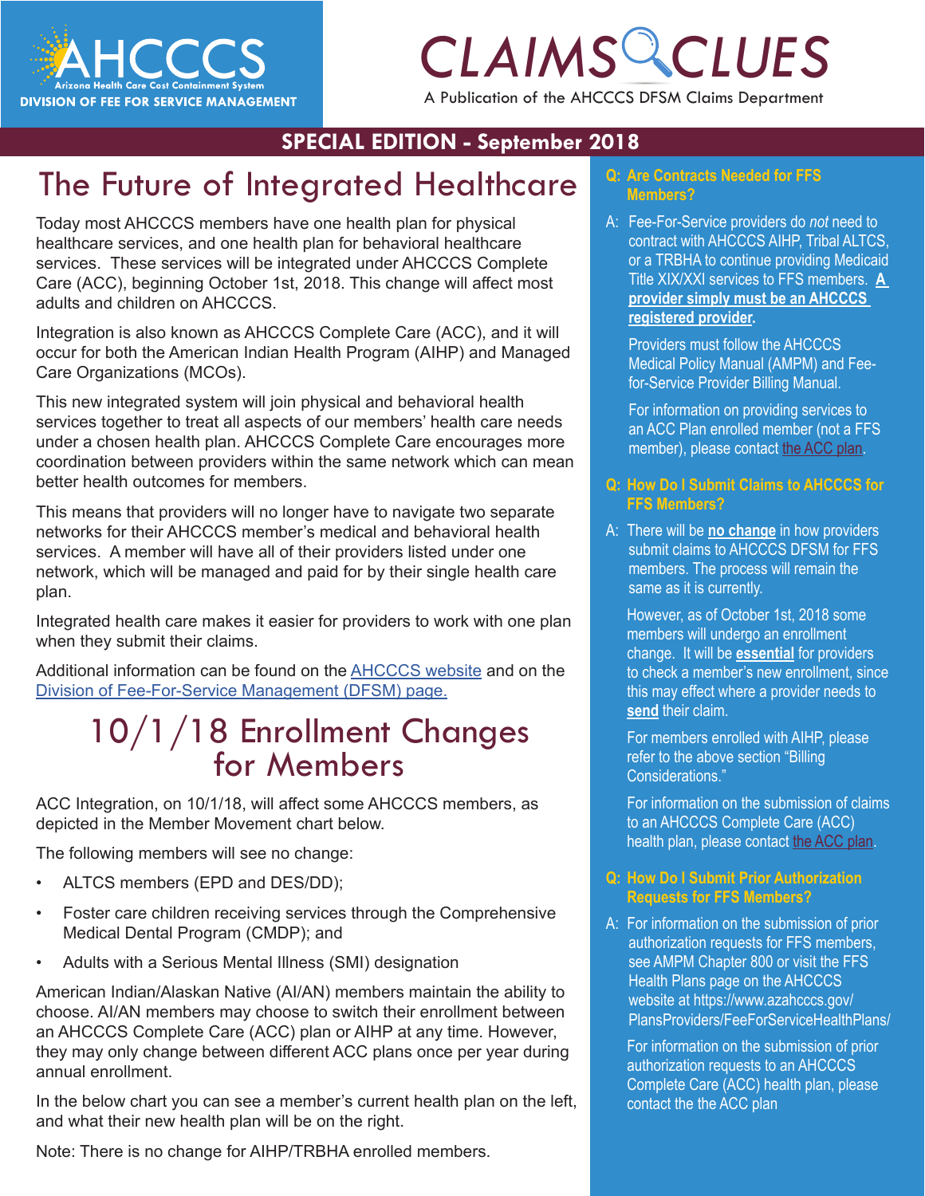AHCCCS
Arizona Health Care Cost Containment System
DIVISION OF FEE FOR SERVICE MANAGEMENT

# CLAIMS CLUES

A Publication of the AHCCCS DFSM Claims Department

**SPECIAL EDITION - September 2018**

## The Future of Integrated Healthcare

Today most AHCCCS members have one health plan for physical healthcare services, and one health plan for behavioral healthcare services. These services will be integrated under AHCCCS Complete Care (ACC), beginning October 1st, 2018. This change will affect most adults and children on AHCCCS.

Integration is also known as AHCCCS Complete Care (ACC), and it will occur for both the American Indian Health Program (AIHP) and Managed Care Organizations (MCOs).

This new integrated system will join physical and behavioral health services together to treat all aspects of our members' health care needs under a chosen health plan. AHCCCS Complete Care encourages more coordination between providers within the same network which can mean better health outcomes for members.

This means that providers will no longer have to navigate two separate networks for their AHCCCS member's medical and behavioral health services. A member will have all of their providers listed under one network, which will be managed and paid for by their single health care plan.

Integrated health care makes it easier for providers to work with one plan when they submit their claims.

Additional information can be found on the AHCCCS website and on the Division of Fee-For-Service Management (DFSM) page.

## 10/1/18 Enrollment Changes for Members

ACC Integration, on 10/1/18, will affect some AHCCCS members, as depicted in the Member Movement chart below.

The following members will see no change:

- ALTCS members (EPD and DES/DD);
- Foster care children receiving services through the Comprehensive Medical Dental Program (CMDP); and
- Adults with a Serious Mental Illness (SMI) designation

American Indian/Alaskan Native (AI/AN) members maintain the ability to choose. AI/AN members may choose to switch their enrollment between an AHCCCS Complete Care (ACC) plan or AIHP at any time. However, they may only change between different ACC plans once per year during annual enrollment.

In the below chart you can see a member's current health plan on the left, and what their new health plan will be on the right.

Note: There is no change for AIHP/TRBHA enrolled members.

**Q: Are Contracts Needed for FFS Members?**

A: Fee-For-Service providers do *not* need to contract with AHCCCS AIHP, Tribal ALTCS, or a TRBHA to continue providing Medicaid Title XIX/XXI services to FFS members. **A provider simply must be an AHCCCS registered provider.**

Providers must follow the AHCCCS Medical Policy Manual (AMPM) and Fee-for-Service Provider Billing Manual.

For information on providing services to an ACC Plan enrolled member (not a FFS member), please contact the ACC plan.

**Q: How Do I Submit Claims to AHCCCS for FFS Members?**

A: There will be **no change** in how providers submit claims to AHCCCS DFSM for FFS members. The process will remain the same as it is currently.

However, as of October 1st, 2018 some members will undergo an enrollment change. It will be **essential** for providers to check a member's new enrollment, since this may effect where a provider needs to **send** their claim.

For members enrolled with AIHP, please refer to the above section "Billing Considerations."

For information on the submission of claims to an AHCCCS Complete Care (ACC) health plan, please contact the ACC plan.

**Q: How Do I Submit Prior Authorization Requests for FFS Members?**

A: For information on the submission of prior authorization requests for FFS members, see AMPM Chapter 800 or visit the FFS Health Plans page on the AHCCCS website at https://www.azahcccs.gov/PlansProviders/FeeForServiceHealthPlans/

For information on the submission of prior authorization requests to an AHCCCS Complete Care (ACC) health plan, please contact the the ACC plan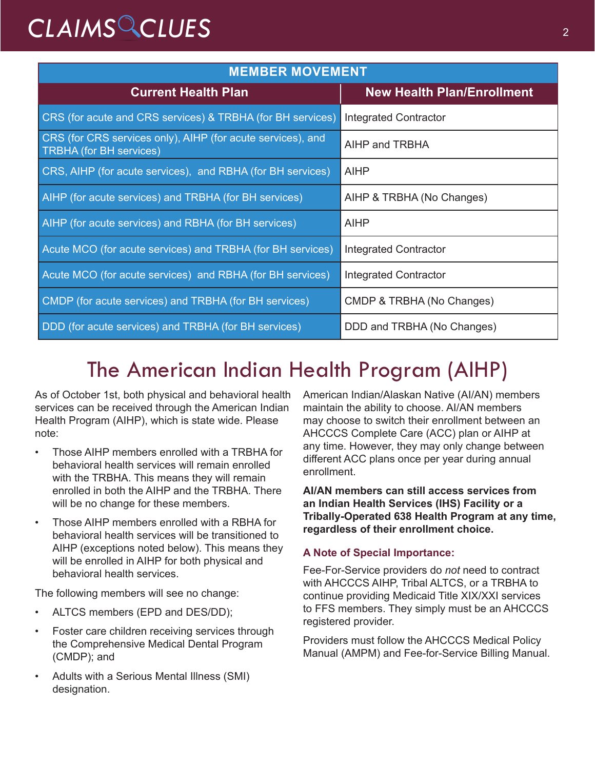| MEMBER MOVEMENT | |
|---|---|
| **Current Health Plan** | **New Health Plan/Enrollment** |
| CRS (for acute and CRS services) & TRBHA (for BH services) | Integrated Contractor |
| CRS (for CRS services only), AIHP (for acute services), and TRBHA (for BH services) | AIHP and TRBHA |
| CRS, AIHP (for acute services), and RBHA (for BH services) | AIHP |
| AIHP (for acute services) and TRBHA (for BH services) | AIHP & TRBHA (No Changes) |
| AIHP (for acute services) and RBHA (for BH services) | AIHP |
| Acute MCO (for acute services) and TRBHA (for BH services) | Integrated Contractor |
| Acute MCO (for acute services) and RBHA (for BH services) | Integrated Contractor |
| CMDP (for acute services) and TRBHA (for BH services) | CMDP & TRBHA (No Changes) |
| DDD (for acute services) and TRBHA (for BH services) | DDD and TRBHA (No Changes) |

# The American Indian Health Program (AIHP)

As of October 1st, both physical and behavioral health services can be received through the American Indian Health Program (AIHP), which is state wide. Please note:

- Those AIHP members enrolled with a TRBHA for behavioral health services will remain enrolled with the TRBHA. This means they will remain enrolled in both the AIHP and the TRBHA. There will be no change for these members.
- Those AIHP members enrolled with a RBHA for behavioral health services will be transitioned to AIHP (exceptions noted below). This means they will be enrolled in AIHP for both physical and behavioral health services.

The following members will see no change:

- ALTCS members (EPD and DES/DD);
- Foster care children receiving services through the Comprehensive Medical Dental Program (CMDP); and
- Adults with a Serious Mental Illness (SMI) designation.

American Indian/Alaskan Native (AI/AN) members maintain the ability to choose. AI/AN members may choose to switch their enrollment between an AHCCCS Complete Care (ACC) plan or AIHP at any time. However, they may only change between different ACC plans once per year during annual enrollment.

**AI/AN members can still access services from an Indian Health Services (IHS) Facility or a Tribally-Operated 638 Health Program at any time, regardless of their enrollment choice.**

### A Note of Special Importance:

Fee-For-Service providers do *not* need to contract with AHCCCS AIHP, Tribal ALTCS, or a TRBHA to continue providing Medicaid Title XIX/XXI services to FFS members. They simply must be an AHCCCS registered provider.

Providers must follow the AHCCCS Medical Policy Manual (AMPM) and Fee-for-Service Billing Manual.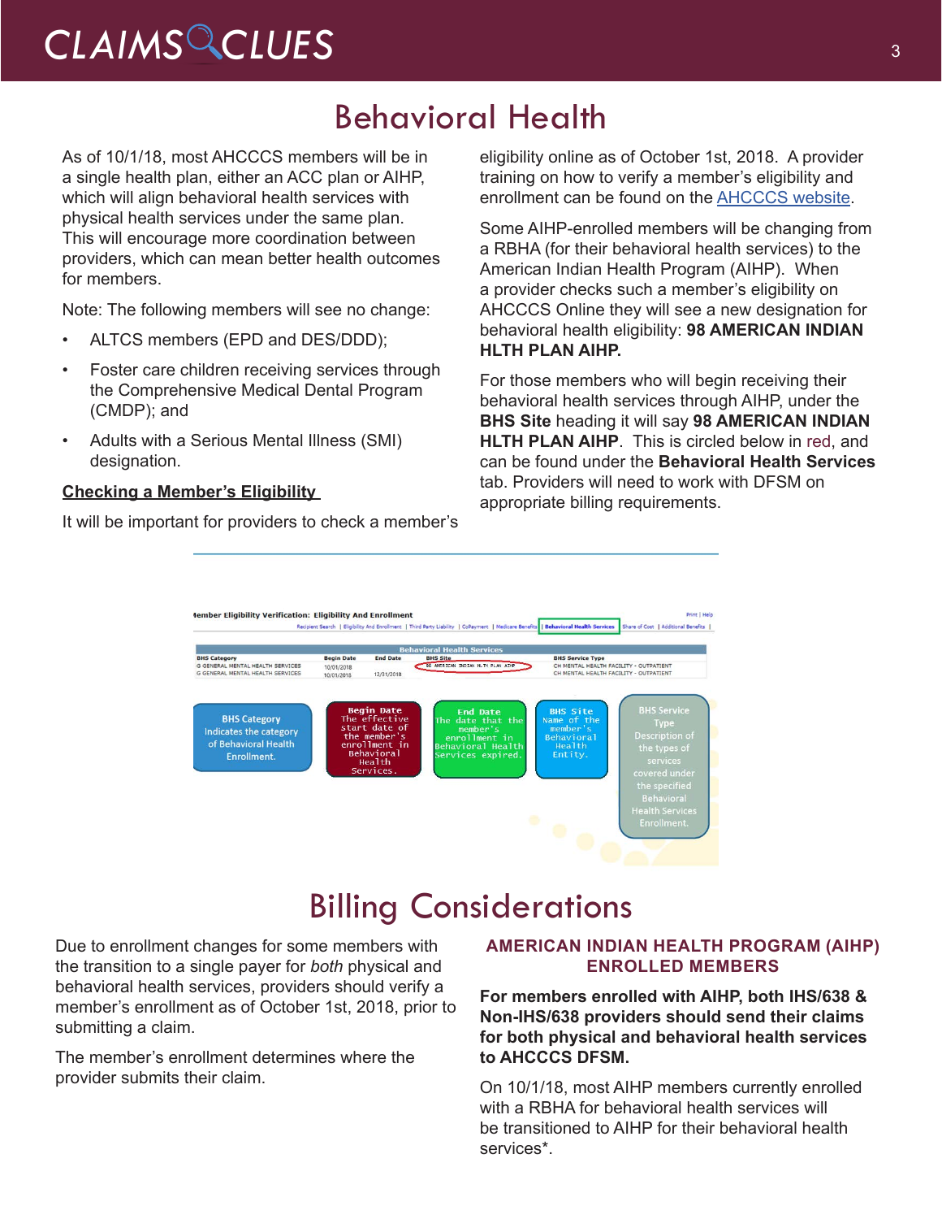# Behavioral Health

As of 10/1/18, most AHCCCS members will be in a single health plan, either an ACC plan or AIHP, which will align behavioral health services with physical health services under the same plan. This will encourage more coordination between providers, which can mean better health outcomes for members.

Note: The following members will see no change:

- ALTCS members (EPD and DES/DDD);
- Foster care children receiving services through the Comprehensive Medical Dental Program (CMDP); and
- Adults with a Serious Mental Illness (SMI) designation.

**Checking a Member's Eligibility**

It will be important for providers to check a member's eligibility online as of October 1st, 2018. A provider training on how to verify a member's eligibility and enrollment can be found on the AHCCCS website.

Some AIHP-enrolled members will be changing from a RBHA (for their behavioral health services) to the American Indian Health Program (AIHP). When a provider checks such a member's eligibility on AHCCCS Online they will see a new designation for behavioral health eligibility: **98 AMERICAN INDIAN HLTH PLAN AIHP.**

For those members who will begin receiving their behavioral health services through AIHP, under the **BHS Site** heading it will say **98 AMERICAN INDIAN HLTH PLAN AIHP**. This is circled below in red, and can be found under the **Behavioral Health Services** tab. Providers will need to work with DFSM on appropriate billing requirements.

# Billing Considerations

Due to enrollment changes for some members with the transition to a single payer for *both* physical and behavioral health services, providers should verify a member's enrollment as of October 1st, 2018, prior to submitting a claim.

The member's enrollment determines where the provider submits their claim.

### AMERICAN INDIAN HEALTH PROGRAM (AIHP) ENROLLED MEMBERS

**For members enrolled with AIHP, both IHS/638 & Non-IHS/638 providers should send their claims for both physical and behavioral health services to AHCCCS DFSM.**

On 10/1/18, most AIHP members currently enrolled with a RBHA for behavioral health services will be transitioned to AIHP for their behavioral health services*.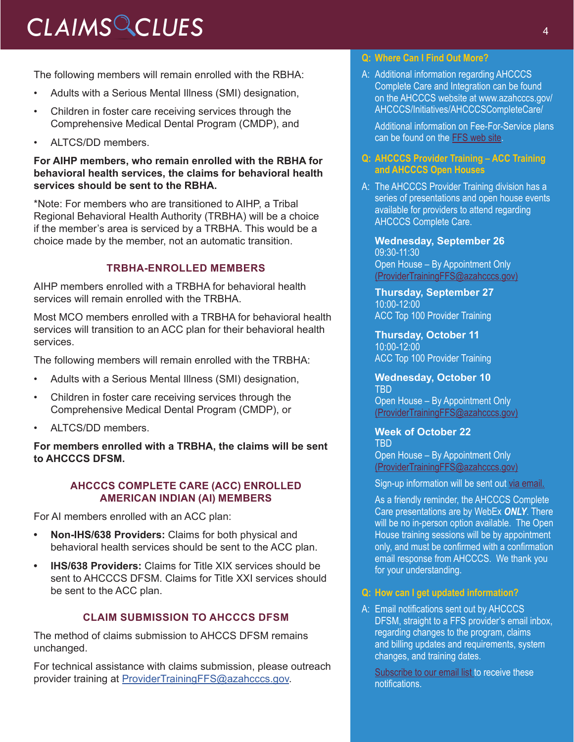The following members will remain enrolled with the RBHA:

- Adults with a Serious Mental Illness (SMI) designation,
- Children in foster care receiving services through the Comprehensive Medical Dental Program (CMDP), and
- ALTCS/DD members.

**For AIHP members, who remain enrolled with the RBHA for behavioral health services, the claims for behavioral health services should be sent to the RBHA.**

*Note: For members who are transitioned to AIHP, a Tribal Regional Behavioral Health Authority (TRBHA) will be a choice if the member's area is serviced by a TRBHA. This would be a choice made by the member, not an automatic transition.

### TRBHA-ENROLLED MEMBERS

AIHP members enrolled with a TRBHA for behavioral health services will remain enrolled with the TRBHA.

Most MCO members enrolled with a TRBHA for behavioral health services will transition to an ACC plan for their behavioral health services.

The following members will remain enrolled with the TRBHA:

- Adults with a Serious Mental Illness (SMI) designation,
- Children in foster care receiving services through the Comprehensive Medical Dental Program (CMDP), or
- ALTCS/DD members.

**For members enrolled with a TRBHA, the claims will be sent to AHCCCS DFSM.**

### AHCCCS COMPLETE CARE (ACC) ENROLLED AMERICAN INDIAN (AI) MEMBERS

For AI members enrolled with an ACC plan:

- **Non-IHS/638 Providers:** Claims for both physical and behavioral health services should be sent to the ACC plan.
- **IHS/638 Providers:** Claims for Title XIX services should be sent to AHCCCS DFSM. Claims for Title XXI services should be sent to the ACC plan.

### CLAIM SUBMISSION TO AHCCCS DFSM

The method of claims submission to AHCCS DFSM remains unchanged.

For technical assistance with claims submission, please outreach provider training at ProviderTrainingFFS@azahcccs.gov.

### Q: Where Can I Find Out More?

A: Additional information regarding AHCCCS Complete Care and Integration can be found on the AHCCCS website at www.azahcccs.gov/AHCCCS/Initiatives/AHCCCSCompleteCare/

Additional information on Fee-For-Service plans can be found on the FFS web site.

### Q: AHCCCS Provider Training – ACC Training and AHCCCS Open Houses

A: The AHCCCS Provider Training division has a series of presentations and open house events available for providers to attend regarding AHCCCS Complete Care.

**Wednesday, September 26**
09:30-11:30
Open House – By Appointment Only
(ProviderTrainingFFS@azahcccs.gov)

**Thursday, September 27**
10:00-12:00
ACC Top 100 Provider Training

**Thursday, October 11**
10:00-12:00
ACC Top 100 Provider Training

**Wednesday, October 10**
TBD
Open House – By Appointment Only
(ProviderTrainingFFS@azahcccs.gov)

**Week of October 22**
TBD
Open House – By Appointment Only
(ProviderTrainingFFS@azahcccs.gov)

Sign-up information will be sent out via email.

As a friendly reminder, the AHCCCS Complete Care presentations are by WebEx ***ONLY***. There will be no in-person option available. The Open House training sessions will be by appointment only, and must be confirmed with a confirmation email response from AHCCCS. We thank you for your understanding.

### Q: How can I get updated information?

A: Email notifications sent out by AHCCCS DFSM, straight to a FFS provider's email inbox, regarding changes to the program, claims and billing updates and requirements, system changes, and training dates.

Subscribe to our email list to receive these notifications.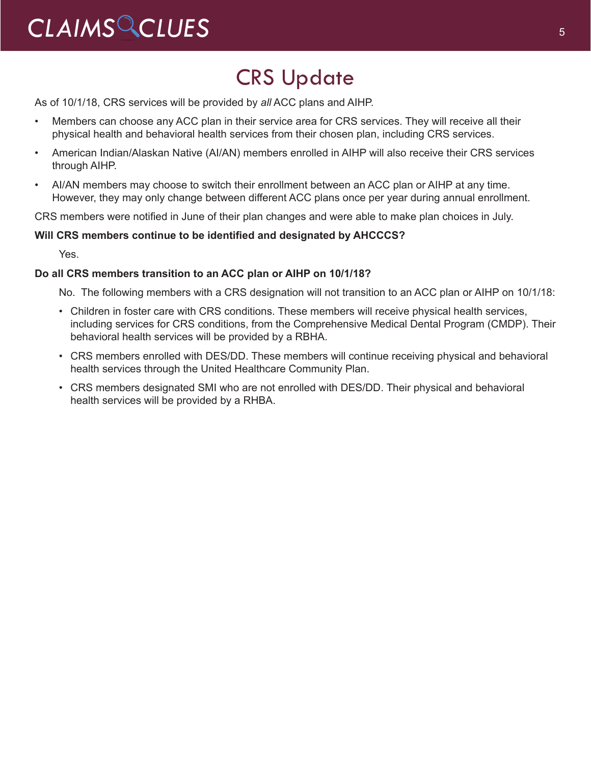# CRS Update

As of 10/1/18, CRS services will be provided by *all* ACC plans and AIHP.

- Members can choose any ACC plan in their service area for CRS services. They will receive all their physical health and behavioral health services from their chosen plan, including CRS services.
- American Indian/Alaskan Native (AI/AN) members enrolled in AIHP will also receive their CRS services through AIHP.
- AI/AN members may choose to switch their enrollment between an ACC plan or AIHP at any time. However, they may only change between different ACC plans once per year during annual enrollment.

CRS members were notified in June of their plan changes and were able to make plan choices in July.

**Will CRS members continue to be identified and designated by AHCCCS?**

Yes.

**Do all CRS members transition to an ACC plan or AIHP on 10/1/18?**

No. The following members with a CRS designation will not transition to an ACC plan or AIHP on 10/1/18:

- Children in foster care with CRS conditions. These members will receive physical health services, including services for CRS conditions, from the Comprehensive Medical Dental Program (CMDP). Their behavioral health services will be provided by a RBHA.
- CRS members enrolled with DES/DD. These members will continue receiving physical and behavioral health services through the United Healthcare Community Plan.
- CRS members designated SMI who are not enrolled with DES/DD. Their physical and behavioral health services will be provided by a RHBA.